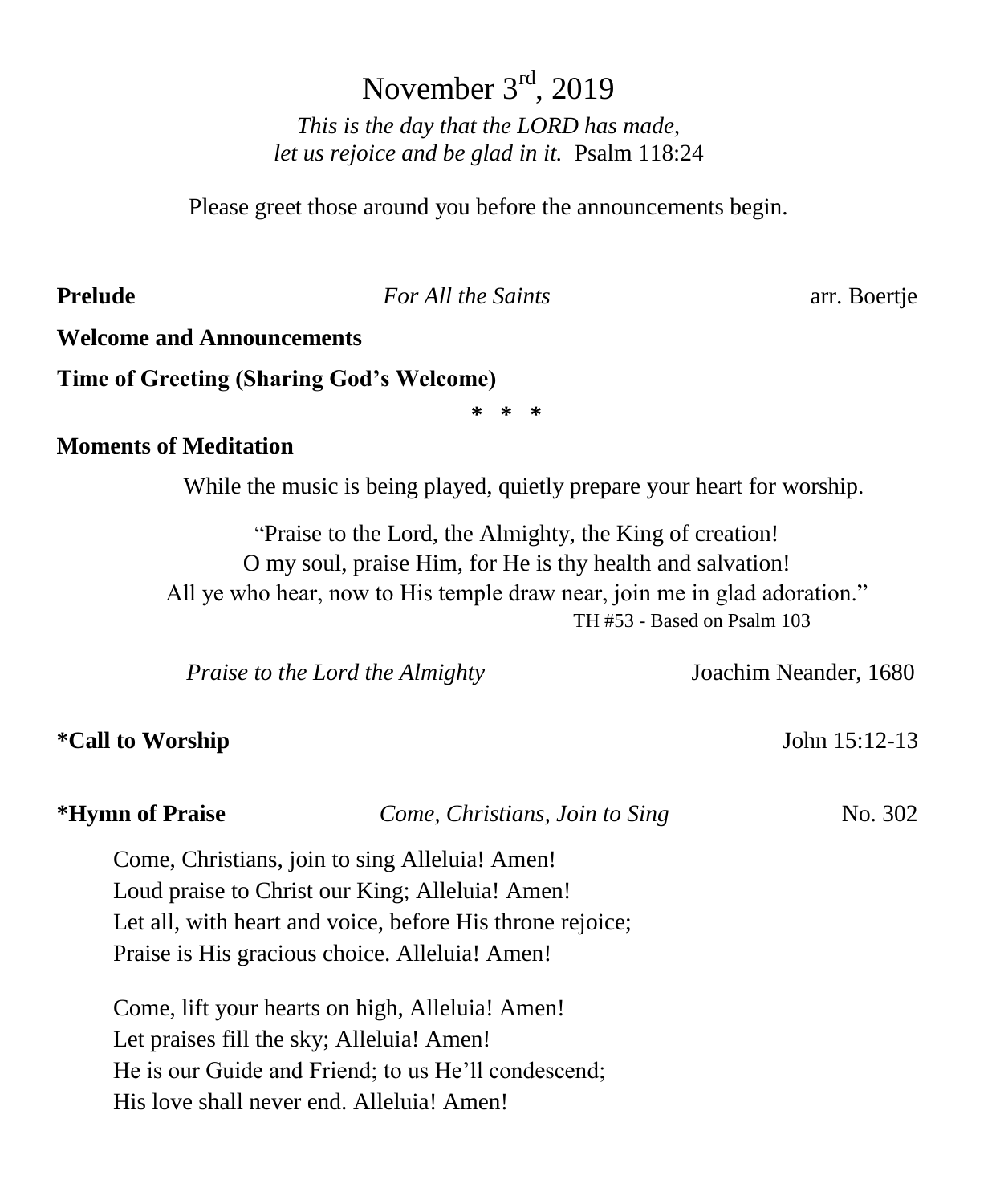# November 3rd, 2019

*This is the day that the LORD has made,*
*let us rejoice and be glad in it.* Psalm 118:24

Please greet those around you before the announcements begin.

**Prelude** *For All the Saints* arr. Boertje

**Welcome and Announcements**

**Time of Greeting (Sharing God's Welcome)**

\* \* \*

**Moments of Meditation**

While the music is being played, quietly prepare your heart for worship.

"Praise to the Lord, the Almighty, the King of creation!
O my soul, praise Him, for He is thy health and salvation!
All ye who hear, now to His temple draw near, join me in glad adoration."
TH #53 - Based on Psalm 103

*Praise to the Lord the Almighty* Joachim Neander, 1680

**\*Call to Worship** John 15:12-13

**\*Hymn of Praise** *Come, Christians, Join to Sing* No. 302

Come, Christians, join to sing Alleluia! Amen!
Loud praise to Christ our King; Alleluia! Amen!
Let all, with heart and voice, before His throne rejoice;
Praise is His gracious choice. Alleluia! Amen!

Come, lift your hearts on high, Alleluia! Amen!
Let praises fill the sky; Alleluia! Amen!
He is our Guide and Friend; to us He'll condescend;
His love shall never end. Alleluia! Amen!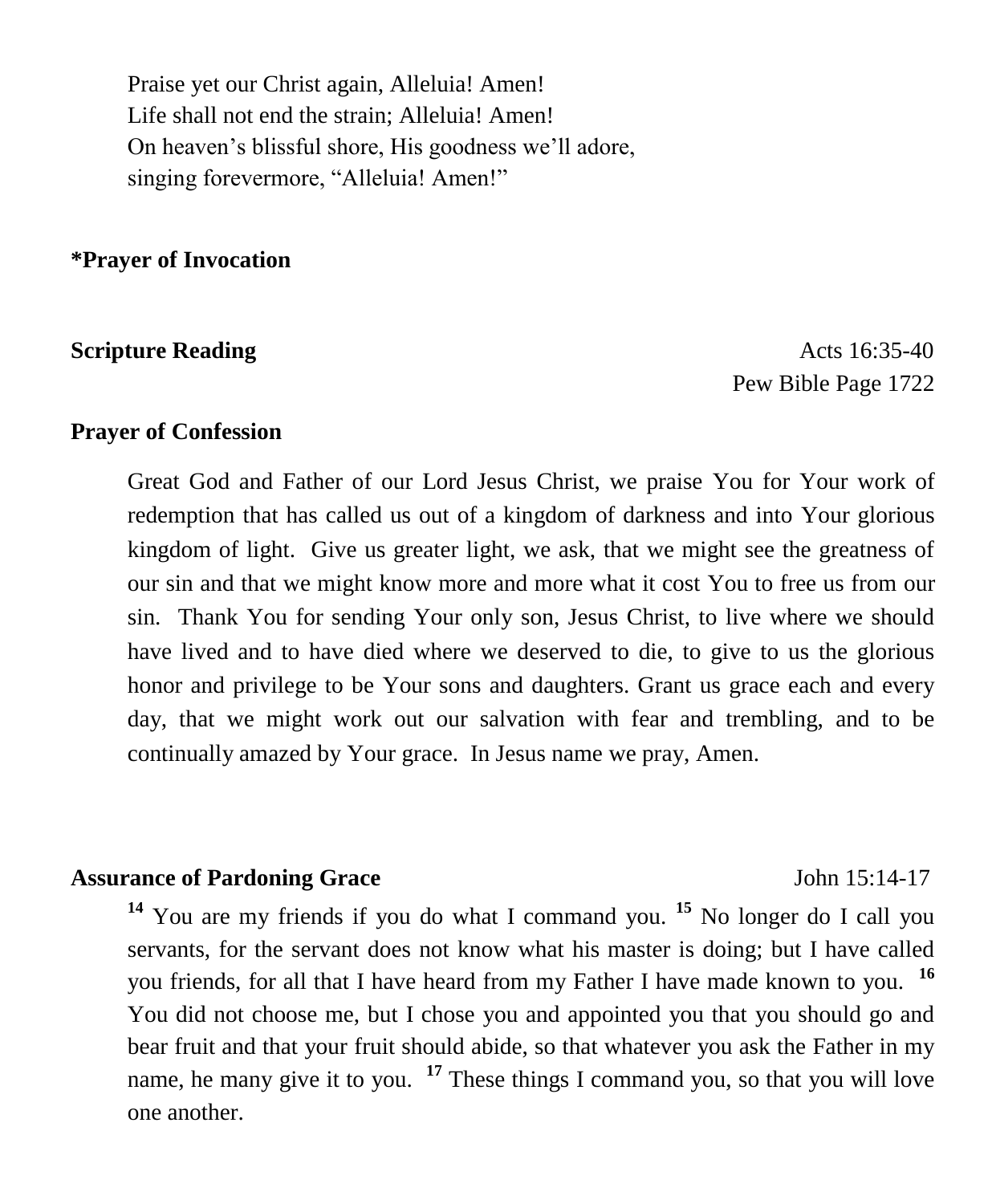Praise yet our Christ again, Alleluia! Amen!
Life shall not end the strain; Alleluia! Amen!
On heaven's blissful shore, His goodness we'll adore,
singing forevermore, "Alleluia! Amen!"

**\*Prayer of Invocation**

**Scripture Reading** Acts 16:35-40
Pew Bible Page 1722

**Prayer of Confession**

Great God and Father of our Lord Jesus Christ, we praise You for Your work of redemption that has called us out of a kingdom of darkness and into Your glorious kingdom of light. Give us greater light, we ask, that we might see the greatness of our sin and that we might know more and more what it cost You to free us from our sin. Thank You for sending Your only son, Jesus Christ, to live where we should have lived and to have died where we deserved to die, to give to us the glorious honor and privilege to be Your sons and daughters. Grant us grace each and every day, that we might work out our salvation with fear and trembling, and to be continually amazed by Your grace. In Jesus name we pray, Amen.

**Assurance of Pardoning Grace** John 15:14-17

[14] You are my friends if you do what I command you. [15] No longer do I call you servants, for the servant does not know what his master is doing; but I have called you friends, for all that I have heard from my Father I have made known to you. [16] You did not choose me, but I chose you and appointed you that you should go and bear fruit and that your fruit should abide, so that whatever you ask the Father in my name, he many give it to you. [17] These things I command you, so that you will love one another.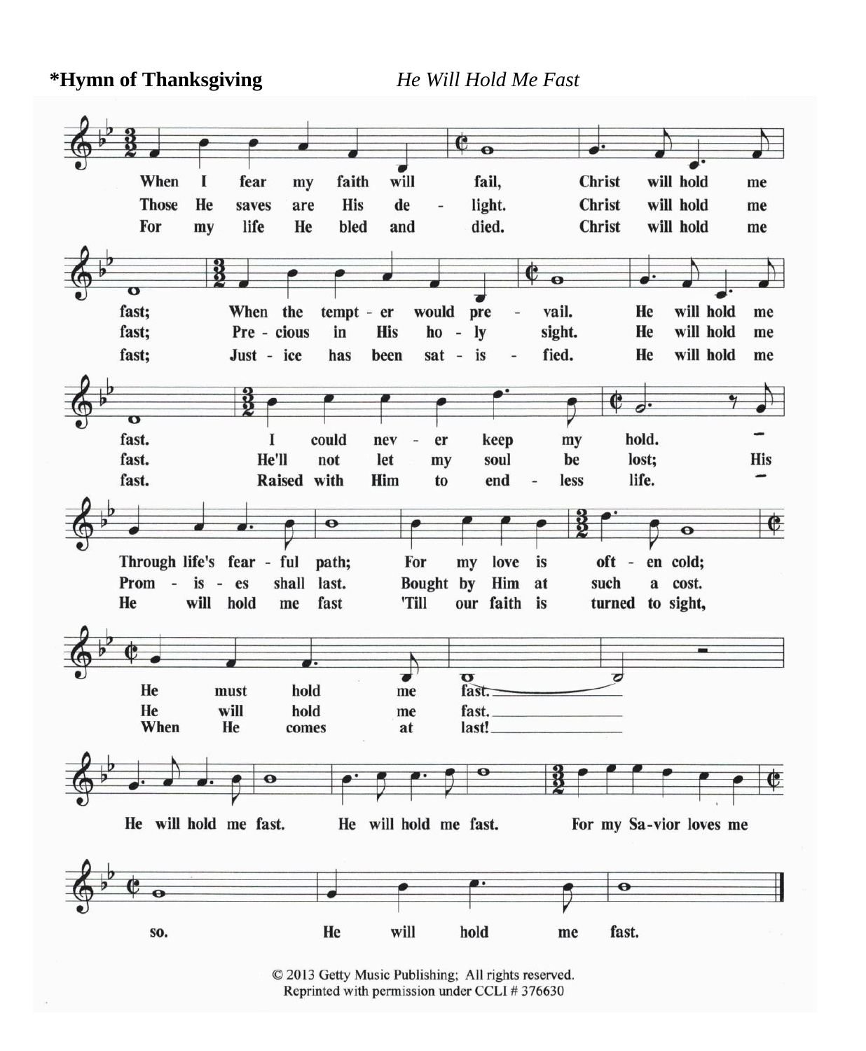**\*Hymn of Thanksgiving** *He Will Hold Me Fast*

When I fear my faith will fail, Christ will hold me fast;
When the tempter would prevail, He will hold me fast.
I could never keep my hold. Through life's fearful path;
For my love is often cold; He must hold me fast.

Those He saves are His delight. Christ will hold me fast;
Precious in His holy sight. He will hold me fast.
He'll not let my soul be lost; His Promises shall last.
Bought by Him at such a cost. He will hold me fast.

For my life He bled and died. Christ will hold me fast;
Justice has been satisfied. He will hold me fast.
Raised with Him to endless life. He will hold me fast
'Till our faith is turned to sight, When He comes at last!

He will hold me fast. He will hold me fast.
For my Savior loves me so. He will hold me fast.

© 2013 Getty Music Publishing; All rights reserved.
Reprinted with permission under CCLI # 376630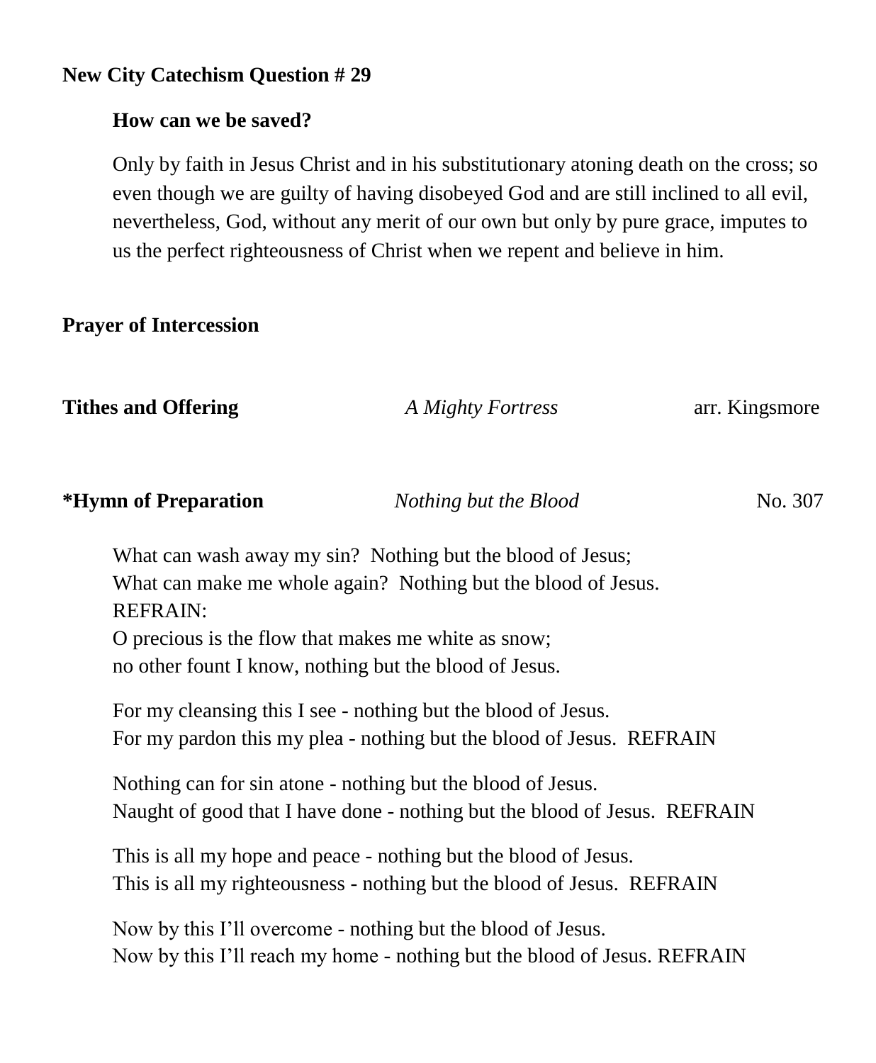**New City Catechism Question # 29**

**How can we be saved?**

Only by faith in Jesus Christ and in his substitutionary atoning death on the cross; so even though we are guilty of having disobeyed God and are still inclined to all evil, nevertheless, God, without any merit of our own but only by pure grace, imputes to us the perfect righteousness of Christ when we repent and believe in him.

**Prayer of Intercession**

**Tithes and Offering** *A Mighty Fortress* arr. Kingsmore

***Hymn of Preparation** *Nothing but the Blood* No. 307

What can wash away my sin? Nothing but the blood of Jesus;
What can make me whole again? Nothing but the blood of Jesus.
REFRAIN:
O precious is the flow that makes me white as snow;
no other fount I know, nothing but the blood of Jesus.

For my cleansing this I see - nothing but the blood of Jesus.
For my pardon this my plea - nothing but the blood of Jesus. REFRAIN

Nothing can for sin atone - nothing but the blood of Jesus.
Naught of good that I have done - nothing but the blood of Jesus. REFRAIN

This is all my hope and peace - nothing but the blood of Jesus.
This is all my righteousness - nothing but the blood of Jesus. REFRAIN

Now by this I'll overcome - nothing but the blood of Jesus.
Now by this I'll reach my home - nothing but the blood of Jesus. REFRAIN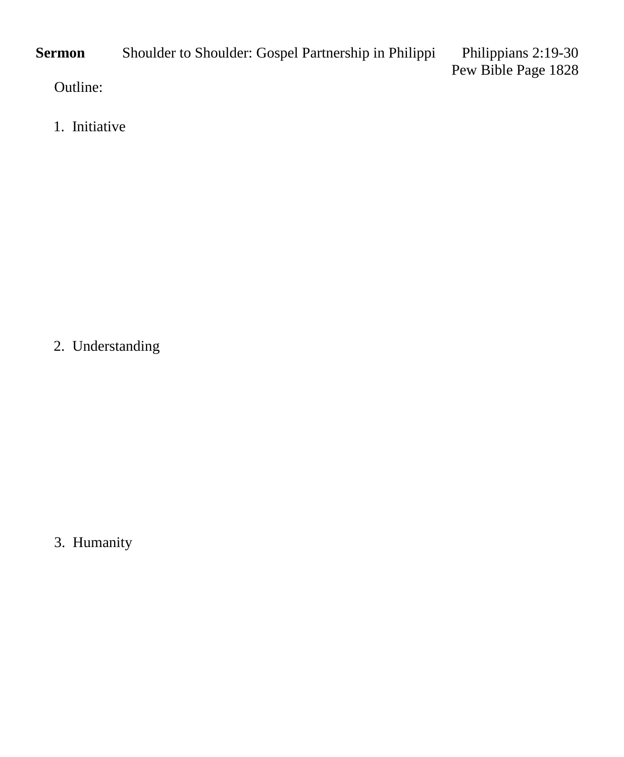**Sermon** Shoulder to Shoulder: Gospel Partnership in Philippi Philippians 2:19-30

Pew Bible Page 1828

Outline:

1. Initiative

2. Understanding

3. Humanity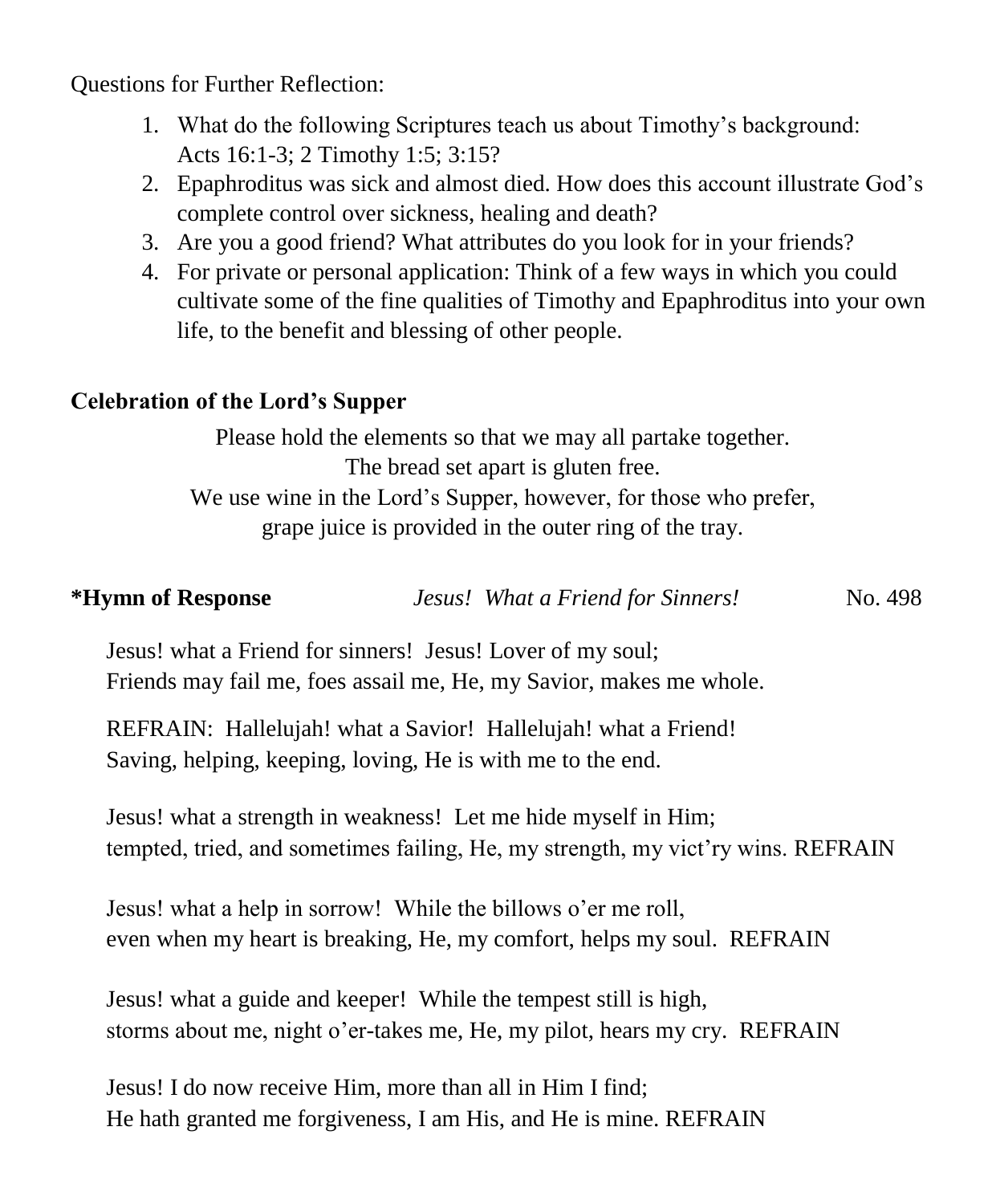Questions for Further Reflection:

1. What do the following Scriptures teach us about Timothy's background: Acts 16:1-3; 2 Timothy 1:5; 3:15?
2. Epaphroditus was sick and almost died. How does this account illustrate God's complete control over sickness, healing and death?
3. Are you a good friend? What attributes do you look for in your friends?
4. For private or personal application: Think of a few ways in which you could cultivate some of the fine qualities of Timothy and Epaphroditus into your own life, to the benefit and blessing of other people.

**Celebration of the Lord's Supper**

Please hold the elements so that we may all partake together.
The bread set apart is gluten free.
We use wine in the Lord's Supper, however, for those who prefer,
grape juice is provided in the outer ring of the tray.

**\*Hymn of Response** *Jesus! What a Friend for Sinners!* No. 498

Jesus! what a Friend for sinners! Jesus! Lover of my soul;
Friends may fail me, foes assail me, He, my Savior, makes me whole.

REFRAIN: Hallelujah! what a Savior! Hallelujah! what a Friend!
Saving, helping, keeping, loving, He is with me to the end.

Jesus! what a strength in weakness! Let me hide myself in Him;
tempted, tried, and sometimes failing, He, my strength, my vict'ry wins. REFRAIN

Jesus! what a help in sorrow! While the billows o'er me roll,
even when my heart is breaking, He, my comfort, helps my soul. REFRAIN

Jesus! what a guide and keeper! While the tempest still is high,
storms about me, night o'er-takes me, He, my pilot, hears my cry. REFRAIN

Jesus! I do now receive Him, more than all in Him I find;
He hath granted me forgiveness, I am His, and He is mine. REFRAIN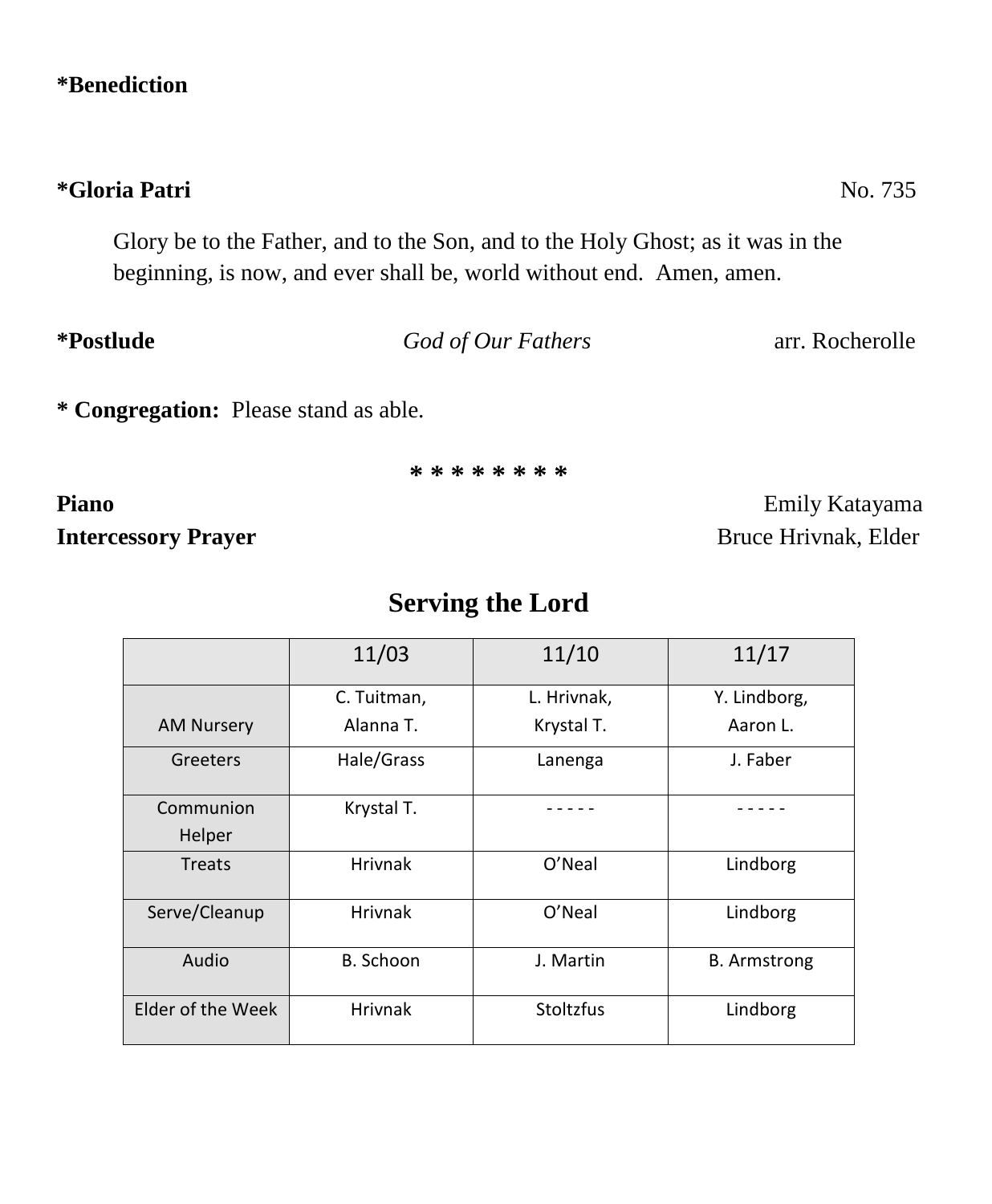**\*Benediction**

**\*Gloria Patri** No. 735

Glory be to the Father, and to the Son, and to the Holy Ghost; as it was in the beginning, is now, and ever shall be, world without end. Amen, amen.

**\*Postlude** *God of Our Fathers* arr. Rocherolle

**\* Congregation:** Please stand as able.

\* \* \* \* \* \* \* \*

**Piano** Emily Katayama
**Intercessory Prayer** Bruce Hrivnak, Elder

## Serving the Lord

| | 11/03 | 11/10 | 11/17 |
|---|---|---|---|
| AM Nursery | C. Tuitman, Alanna T. | L. Hrivnak, Krystal T. | Y. Lindborg, Aaron L. |
| Greeters | Hale/Grass | Lanenga | J. Faber |
| Communion Helper | Krystal T. | - - - - - | - - - - - |
| Treats | Hrivnak | O'Neal | Lindborg |
| Serve/Cleanup | Hrivnak | O'Neal | Lindborg |
| Audio | B. Schoon | J. Martin | B. Armstrong |
| Elder of the Week | Hrivnak | Stoltzfus | Lindborg |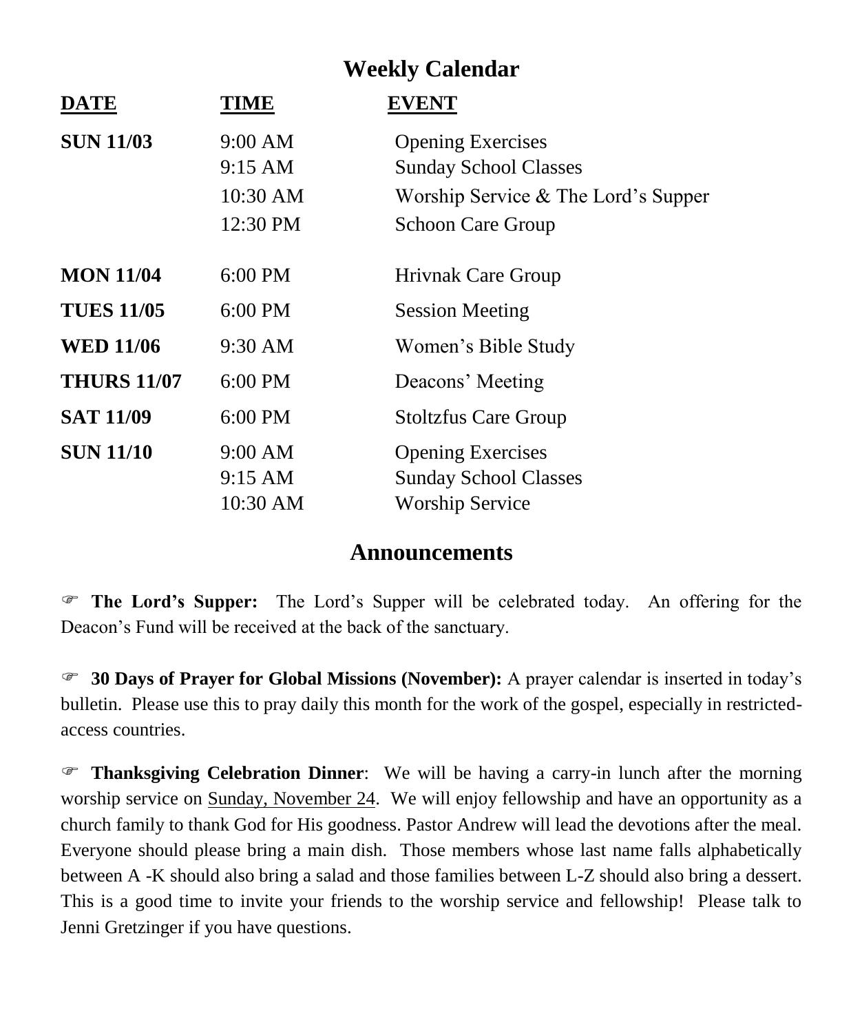## Weekly Calendar

| DATE | TIME | EVENT |
|---|---|---|
| SUN 11/03 | 9:00 AM | Opening Exercises |
| | 9:15 AM | Sunday School Classes |
| | 10:30 AM | Worship Service & The Lord's Supper |
| | 12:30 PM | Schoon Care Group |
| MON 11/04 | 6:00 PM | Hrivnak Care Group |
| TUES 11/05 | 6:00 PM | Session Meeting |
| WED 11/06 | 9:30 AM | Women's Bible Study |
| THURS 11/07 | 6:00 PM | Deacons' Meeting |
| SAT 11/09 | 6:00 PM | Stoltzfus Care Group |
| SUN 11/10 | 9:00 AM | Opening Exercises |
| | 9:15 AM | Sunday School Classes |
| | 10:30 AM | Worship Service |

## Announcements

☞ **The Lord's Supper:** The Lord's Supper will be celebrated today. An offering for the Deacon's Fund will be received at the back of the sanctuary.

☞ **30 Days of Prayer for Global Missions (November):** A prayer calendar is inserted in today's bulletin. Please use this to pray daily this month for the work of the gospel, especially in restricted-access countries.

☞ **Thanksgiving Celebration Dinner**: We will be having a carry-in lunch after the morning worship service on Sunday, November 24. We will enjoy fellowship and have an opportunity as a church family to thank God for His goodness. Pastor Andrew will lead the devotions after the meal. Everyone should please bring a main dish. Those members whose last name falls alphabetically between A -K should also bring a salad and those families between L-Z should also bring a dessert. This is a good time to invite your friends to the worship service and fellowship! Please talk to Jenni Gretzinger if you have questions.